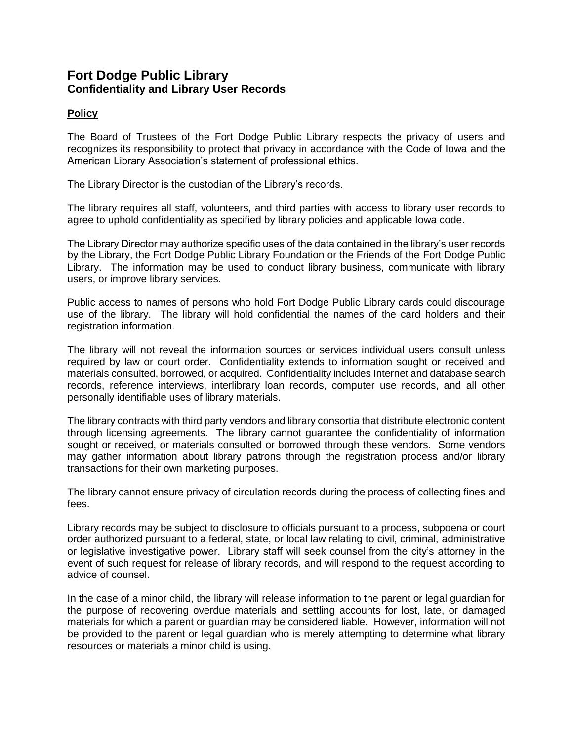# Fort Dodge Public Library
## Confidentiality and Library User Records

### Policy

The Board of Trustees of the Fort Dodge Public Library respects the privacy of users and recognizes its responsibility to protect that privacy in accordance with the Code of Iowa and the American Library Association's statement of professional ethics.

The Library Director is the custodian of the Library's records.

The library requires all staff, volunteers, and third parties with access to library user records to agree to uphold confidentiality as specified by library policies and applicable Iowa code.

The Library Director may authorize specific uses of the data contained in the library's user records by the Library, the Fort Dodge Public Library Foundation or the Friends of the Fort Dodge Public Library. The information may be used to conduct library business, communicate with library users, or improve library services.

Public access to names of persons who hold Fort Dodge Public Library cards could discourage use of the library. The library will hold confidential the names of the card holders and their registration information.

The library will not reveal the information sources or services individual users consult unless required by law or court order. Confidentiality extends to information sought or received and materials consulted, borrowed, or acquired. Confidentiality includes Internet and database search records, reference interviews, interlibrary loan records, computer use records, and all other personally identifiable uses of library materials.

The library contracts with third party vendors and library consortia that distribute electronic content through licensing agreements. The library cannot guarantee the confidentiality of information sought or received, or materials consulted or borrowed through these vendors. Some vendors may gather information about library patrons through the registration process and/or library transactions for their own marketing purposes.

The library cannot ensure privacy of circulation records during the process of collecting fines and fees.

Library records may be subject to disclosure to officials pursuant to a process, subpoena or court order authorized pursuant to a federal, state, or local law relating to civil, criminal, administrative or legislative investigative power. Library staff will seek counsel from the city's attorney in the event of such request for release of library records, and will respond to the request according to advice of counsel.

In the case of a minor child, the library will release information to the parent or legal guardian for the purpose of recovering overdue materials and settling accounts for lost, late, or damaged materials for which a parent or guardian may be considered liable. However, information will not be provided to the parent or legal guardian who is merely attempting to determine what library resources or materials a minor child is using.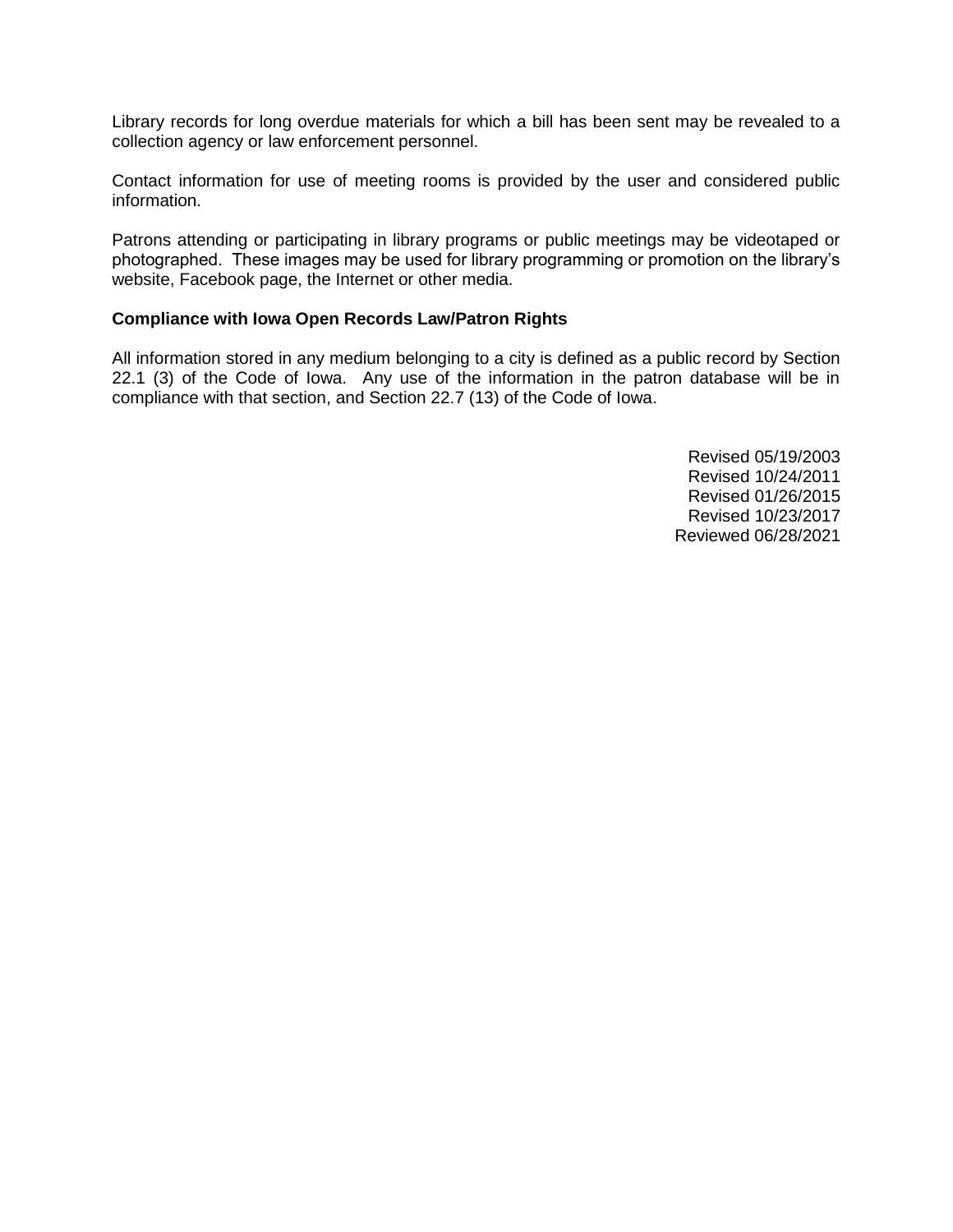Library records for long overdue materials for which a bill has been sent may be revealed to a collection agency or law enforcement personnel.

Contact information for use of meeting rooms is provided by the user and considered public information.

Patrons attending or participating in library programs or public meetings may be videotaped or photographed. These images may be used for library programming or promotion on the library's website, Facebook page, the Internet or other media.

**Compliance with Iowa Open Records Law/Patron Rights**

All information stored in any medium belonging to a city is defined as a public record by Section 22.1 (3) of the Code of Iowa. Any use of the information in the patron database will be in compliance with that section, and Section 22.7 (13) of the Code of Iowa.

Revised 05/19/2003
Revised 10/24/2011
Revised 01/26/2015
Revised 10/23/2017
Reviewed 06/28/2021